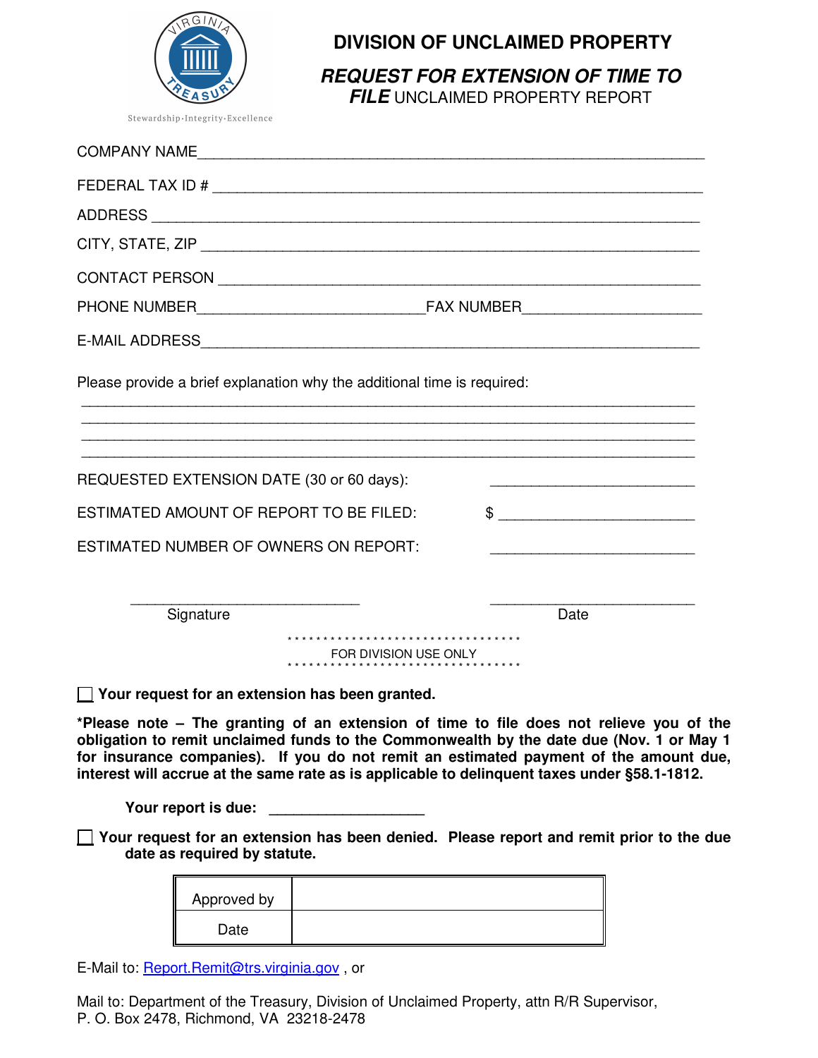Stewardship·Integrity·Excellence

# DIVISION OF UNCLAIMED PROPERTY

## *REQUEST FOR EXTENSION OF TIME TO FILE* UNCLAIMED PROPERTY REPORT

COMPANY NAME_______________________________________________________________

FEDERAL TAX ID # ____________________________________________________________

ADDRESS ____________________________________________________________________

CITY, STATE, ZIP _____________________________________________________________

CONTACT PERSON ____________________________________________________________

PHONE NUMBER___________________________FAX NUMBER_____________________

E-MAIL ADDRESS______________________________________________________________

Please provide a brief explanation why the additional time is required:

_____________________________________________________________________________

_____________________________________________________________________________

_____________________________________________________________________________

_____________________________________________________________________________

REQUESTED EXTENSION DATE (30 or 60 days): ________________________

ESTIMATED AMOUNT OF REPORT TO BE FILED: $ _______________________

ESTIMATED NUMBER OF OWNERS ON REPORT: ________________________

____________________________ ________________________

Signature Date

**********************************

FOR DIVISION USE ONLY

**********************************

☐ **Your request for an extension has been granted.**

***Please note – The granting of an extension of time to file does not relieve you of the obligation to remit unclaimed funds to the Commonwealth by the date due (Nov. 1 or May 1 for insurance companies). If you do not remit an estimated payment of the amount due, interest will accrue at the same rate as is applicable to delinquent taxes under §58.1-1812.**

**Your report is due:** __________________

☐ **Your request for an extension has been denied. Please report and remit prior to the due date as required by statute.**

| Approved by | |
|---|---|
| Date | |

E-Mail to: Report.Remit@trs.virginia.gov , or

Mail to: Department of the Treasury, Division of Unclaimed Property, attn R/R Supervisor, P. O. Box 2478, Richmond, VA 23218-2478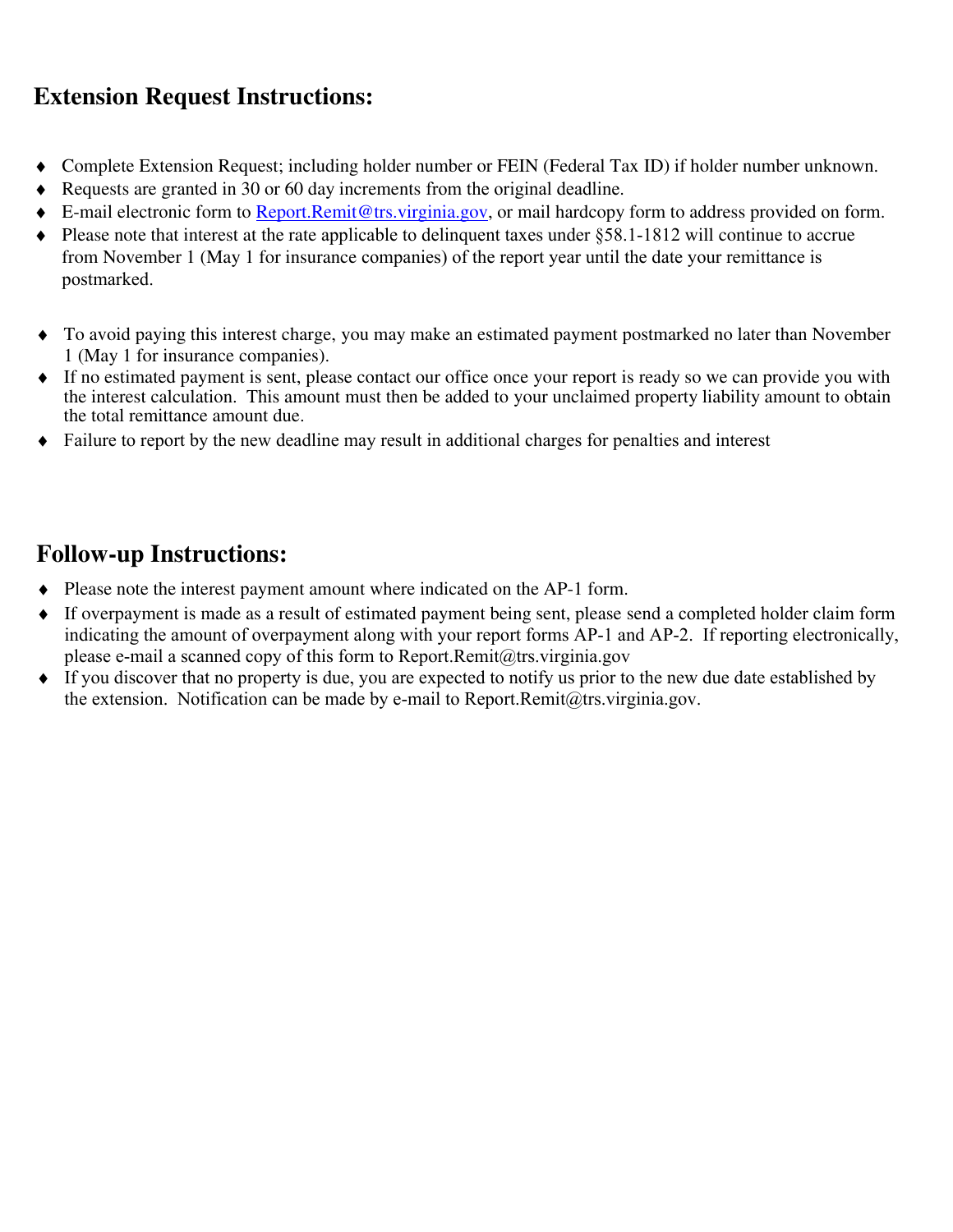## Extension Request Instructions:

- Complete Extension Request; including holder number or FEIN (Federal Tax ID) if holder number unknown.
- Requests are granted in 30 or 60 day increments from the original deadline.
- E-mail electronic form to Report.Remit@trs.virginia.gov, or mail hardcopy form to address provided on form.
- Please note that interest at the rate applicable to delinquent taxes under §58.1-1812 will continue to accrue from November 1 (May 1 for insurance companies) of the report year until the date your remittance is postmarked.

- To avoid paying this interest charge, you may make an estimated payment postmarked no later than November 1 (May 1 for insurance companies).
- If no estimated payment is sent, please contact our office once your report is ready so we can provide you with the interest calculation. This amount must then be added to your unclaimed property liability amount to obtain the total remittance amount due.
- Failure to report by the new deadline may result in additional charges for penalties and interest

## Follow-up Instructions:

- Please note the interest payment amount where indicated on the AP-1 form.
- If overpayment is made as a result of estimated payment being sent, please send a completed holder claim form indicating the amount of overpayment along with your report forms AP-1 and AP-2. If reporting electronically, please e-mail a scanned copy of this form to Report.Remit@trs.virginia.gov
- If you discover that no property is due, you are expected to notify us prior to the new due date established by the extension. Notification can be made by e-mail to Report.Remit@trs.virginia.gov.